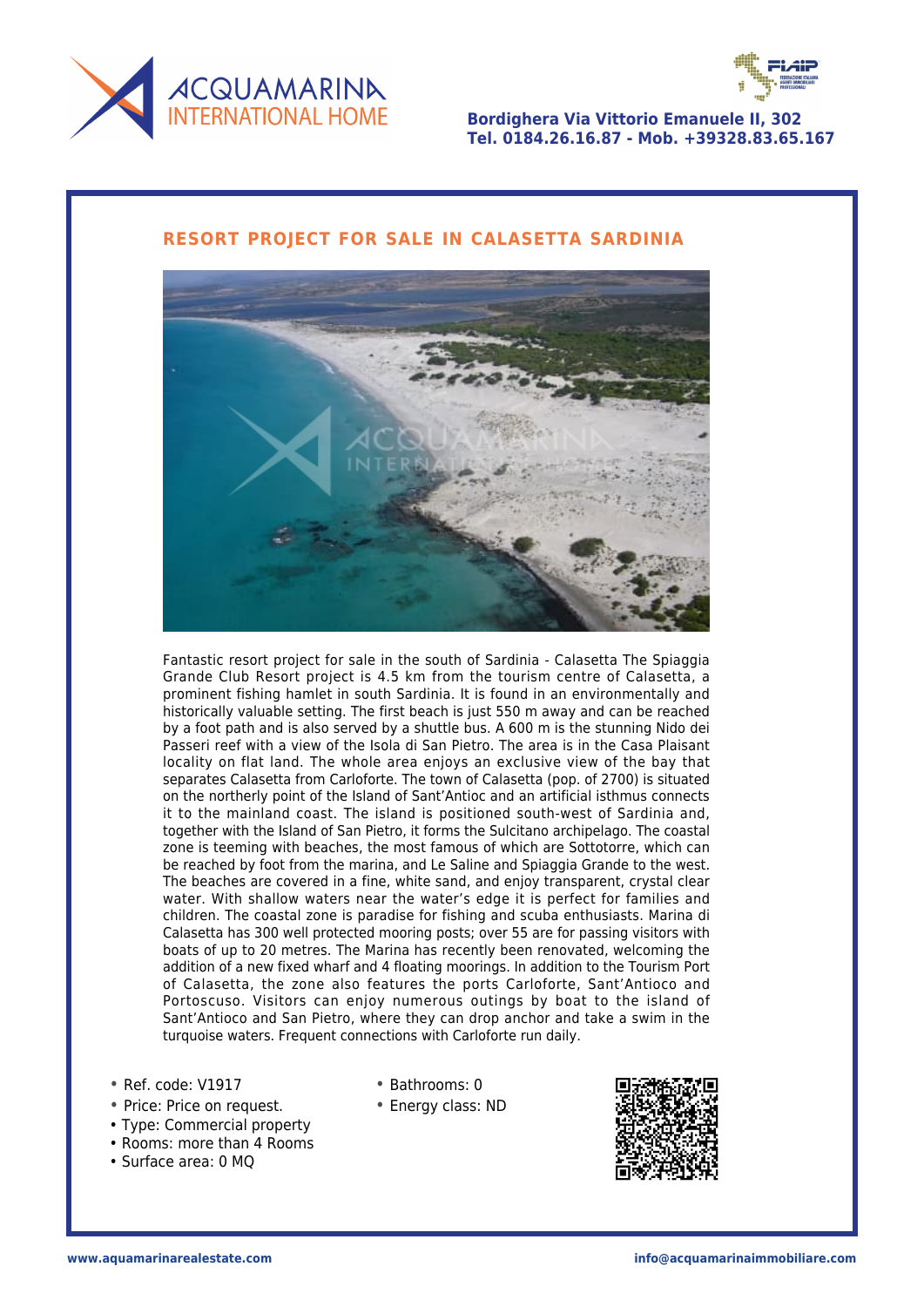ACQUAMARINA INTERNATIONAL HOME

**Bordighera Via Vittorio Emanuele II, 302**
**Tel. 0184.26.16.87 - Mob. +39328.83.65.167**

## RESORT PROJECT FOR SALE IN CALASETTA SARDINIA

Fantastic resort project for sale in the south of Sardinia - Calasetta The Spiaggia Grande Club Resort project is 4.5 km from the tourism centre of Calasetta, a prominent fishing hamlet in south Sardinia. It is found in an environmentally and historically valuable setting. The first beach is just 550 m away and can be reached by a foot path and is also served by a shuttle bus. A 600 m is the stunning Nido dei Passeri reef with a view of the Isola di San Pietro. The area is in the Casa Plaisant locality on flat land. The whole area enjoys an exclusive view of the bay that separates Calasetta from Carloforte. The town of Calasetta (pop. of 2700) is situated on the northerly point of the Island of Sant'Antioc and an artificial isthmus connects it to the mainland coast. The island is positioned south-west of Sardinia and, together with the Island of San Pietro, it forms the Sulcitano archipelago. The coastal zone is teeming with beaches, the most famous of which are Sottotorre, which can be reached by foot from the marina, and Le Saline and Spiaggia Grande to the west. The beaches are covered in a fine, white sand, and enjoy transparent, crystal clear water. With shallow waters near the water's edge it is perfect for families and children. The coastal zone is paradise for fishing and scuba enthusiasts. Marina di Calasetta has 300 well protected mooring posts; over 55 are for passing visitors with boats of up to 20 metres. The Marina has recently been renovated, welcoming the addition of a new fixed wharf and 4 floating moorings. In addition to the Tourism Port of Calasetta, the zone also features the ports Carloforte, Sant'Antioco and Portoscuso. Visitors can enjoy numerous outings by boat to the island of Sant'Antioco and San Pietro, where they can drop anchor and take a swim in the turquoise waters. Frequent connections with Carloforte run daily.

- Ref. code: V1917
- Price: Price on request.
- Type: Commercial property
- Rooms: more than 4 Rooms
- Surface area: 0 MQ
- Bathrooms: 0
- Energy class: ND

www.aquamarinarealestate.com

info@acquamarinaimmobiliare.com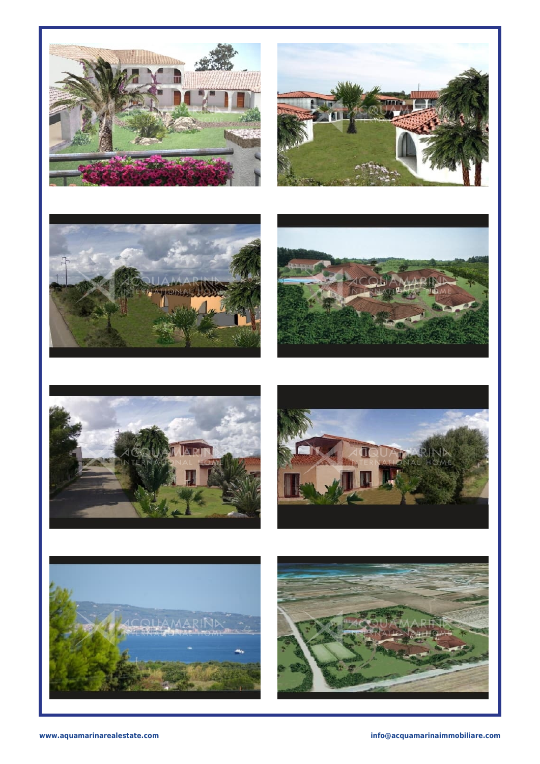www.aquamarinarealestate.com

info@acquamarinaimmobiliare.com